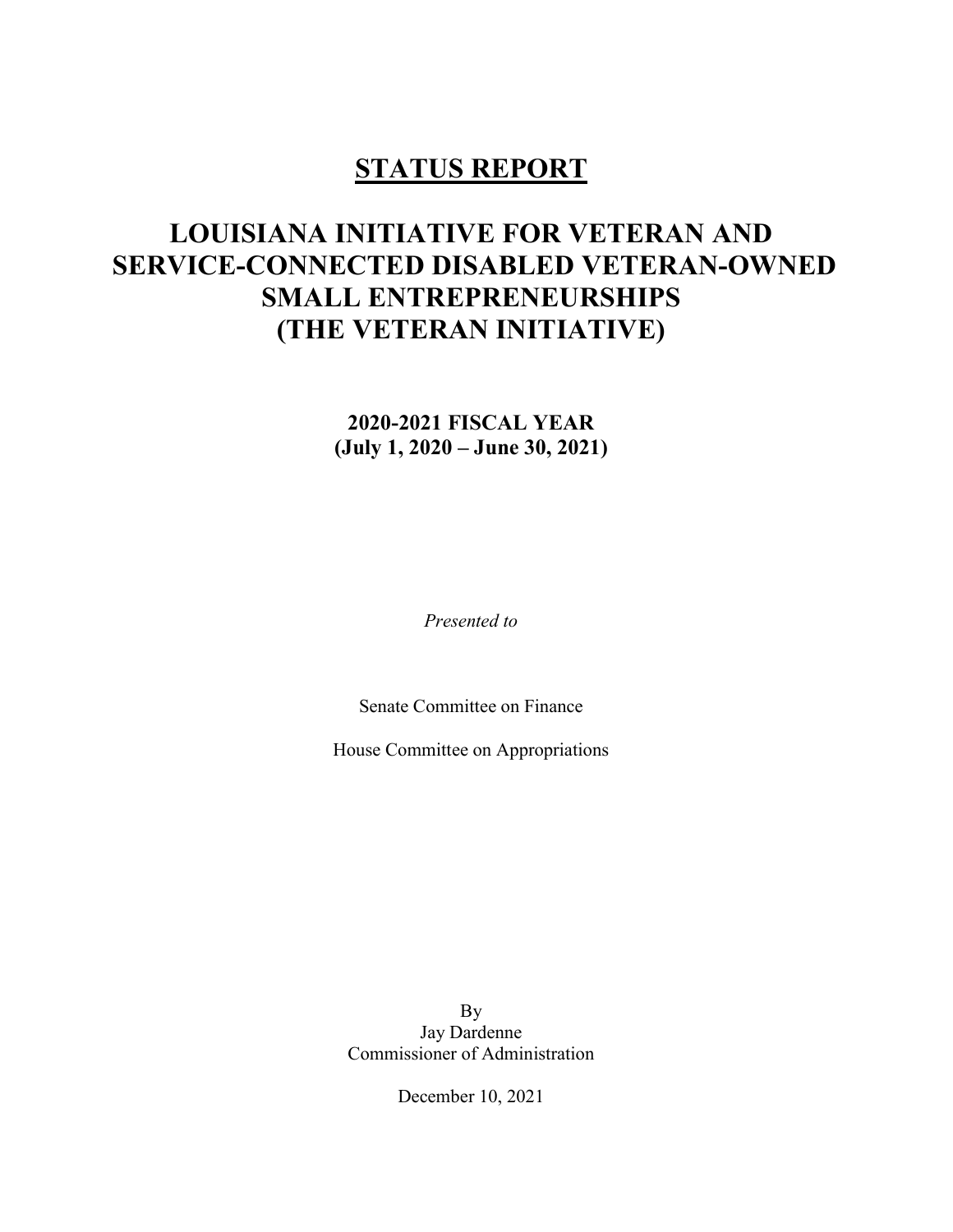# STATUS REPORT

# LOUISIANA INITIATIVE FOR VETERAN AND SERVICE-CONNECTED DISABLED VETERAN-OWNED SMALL ENTREPRENEURSHIPS (THE VETERAN INITIATIVE)

**2020-2021 FISCAL YEAR**
**(July 1, 2020 – June 30, 2021)**

*Presented to*

Senate Committee on Finance

House Committee on Appropriations

By
Jay Dardenne
Commissioner of Administration

December 10, 2021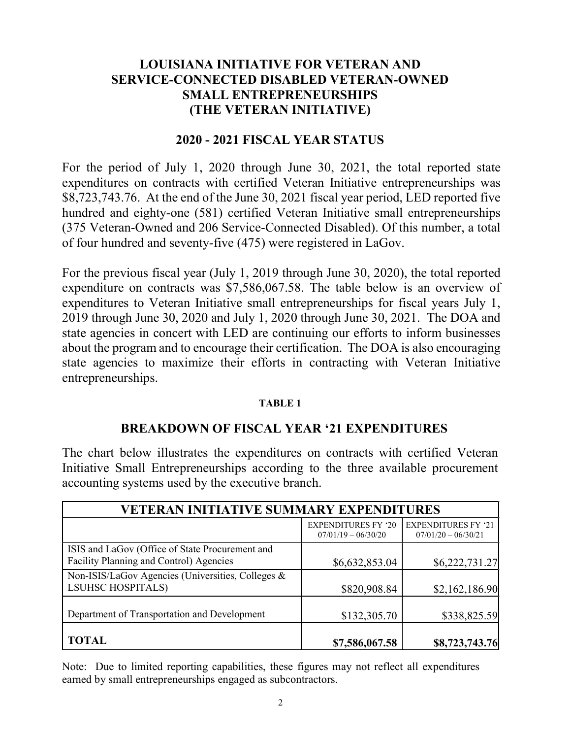## LOUISIANA INITIATIVE FOR VETERAN AND SERVICE-CONNECTED DISABLED VETERAN-OWNED SMALL ENTREPRENEURSHIPS (THE VETERAN INITIATIVE)

### 2020 - 2021 FISCAL YEAR STATUS

For the period of July 1, 2020 through June 30, 2021, the total reported state expenditures on contracts with certified Veteran Initiative entrepreneurships was $8,723,743.76. At the end of the June 30, 2021 fiscal year period, LED reported five hundred and eighty-one (581) certified Veteran Initiative small entrepreneurships (375 Veteran-Owned and 206 Service-Connected Disabled). Of this number, a total of four hundred and seventy-five (475) were registered in LaGov.

For the previous fiscal year (July 1, 2019 through June 30, 2020), the total reported expenditure on contracts was $7,586,067.58. The table below is an overview of expenditures to Veteran Initiative small entrepreneurships for fiscal years July 1, 2019 through June 30, 2020 and July 1, 2020 through June 30, 2021. The DOA and state agencies in concert with LED are continuing our efforts to inform businesses about the program and to encourage their certification. The DOA is also encouraging state agencies to maximize their efforts in contracting with Veteran Initiative entrepreneurships.

**TABLE 1**

### BREAKDOWN OF FISCAL YEAR '21 EXPENDITURES

The chart below illustrates the expenditures on contracts with certified Veteran Initiative Small Entrepreneurships according to the three available procurement accounting systems used by the executive branch.

| VETERAN INITIATIVE SUMMARY EXPENDITURES | | |
|---|---|---|
| | EXPENDITURES FY '20 07/01/19 – 06/30/20 | EXPENDITURES FY '21 07/01/20 – 06/30/21 |
| ISIS and LaGov (Office of State Procurement and Facility Planning and Control) Agencies | $6,632,853.04 | $6,222,731.27 |
| Non-ISIS/LaGov Agencies (Universities, Colleges & LSUHSC HOSPITALS) | $820,908.84 | $2,162,186.90 |
| Department of Transportation and Development | $132,305.70 | $338,825.59 |
| **TOTAL** | **$7,586,067.58** | **$8,723,743.76** |

Note: Due to limited reporting capabilities, these figures may not reflect all expenditures earned by small entrepreneurships engaged as subcontractors.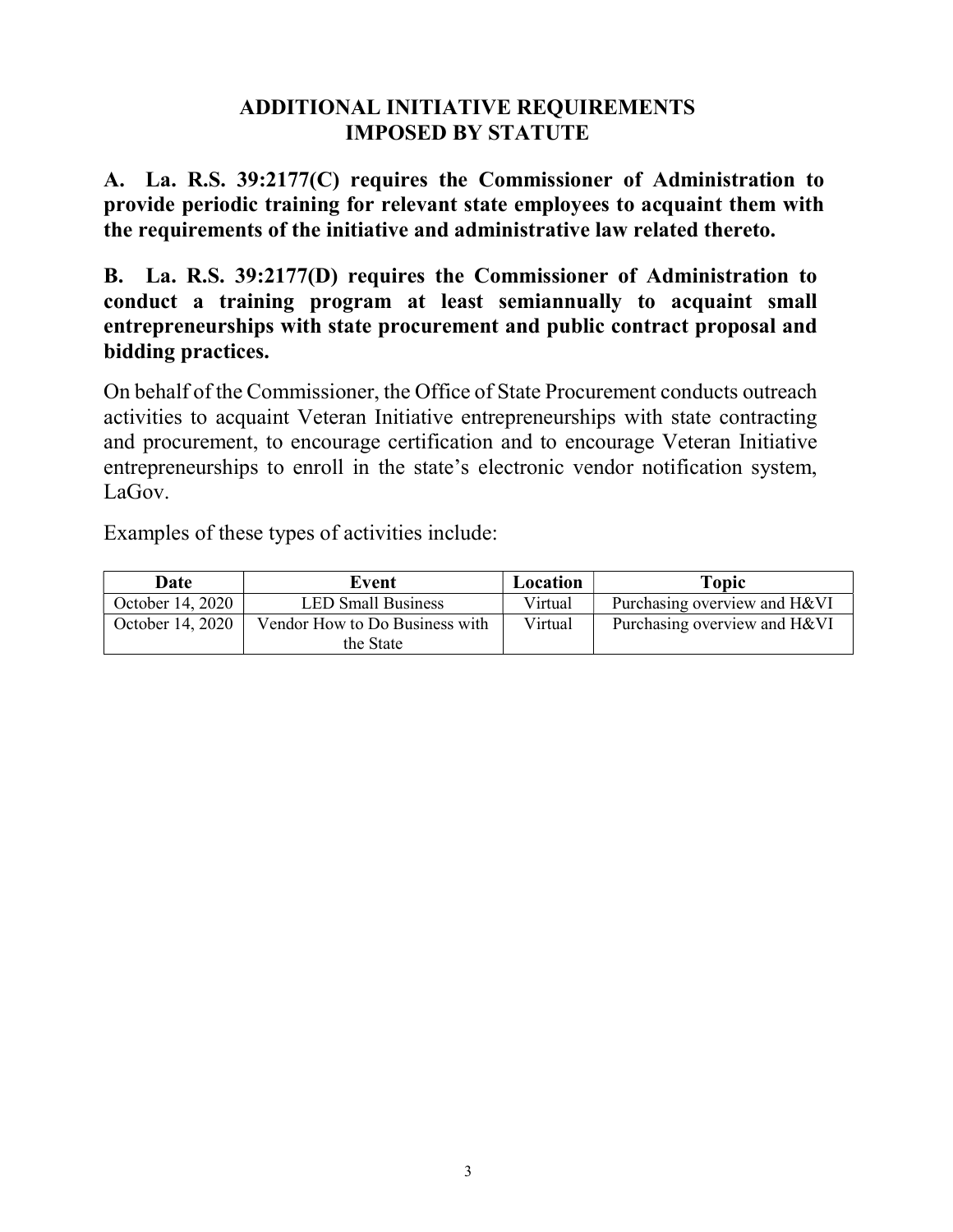## ADDITIONAL INITIATIVE REQUIREMENTS IMPOSED BY STATUTE

**A. La. R.S. 39:2177(C) requires the Commissioner of Administration to provide periodic training for relevant state employees to acquaint them with the requirements of the initiative and administrative law related thereto.**

**B. La. R.S. 39:2177(D) requires the Commissioner of Administration to conduct a training program at least semiannually to acquaint small entrepreneurships with state procurement and public contract proposal and bidding practices.**

On behalf of the Commissioner, the Office of State Procurement conducts outreach activities to acquaint Veteran Initiative entrepreneurships with state contracting and procurement, to encourage certification and to encourage Veteran Initiative entrepreneurships to enroll in the state's electronic vendor notification system, LaGov.

Examples of these types of activities include:

| Date | Event | Location | Topic |
|---|---|---|---|
| October 14, 2020 | LED Small Business | Virtual | Purchasing overview and H&VI |
| October 14, 2020 | Vendor How to Do Business with the State | Virtual | Purchasing overview and H&VI |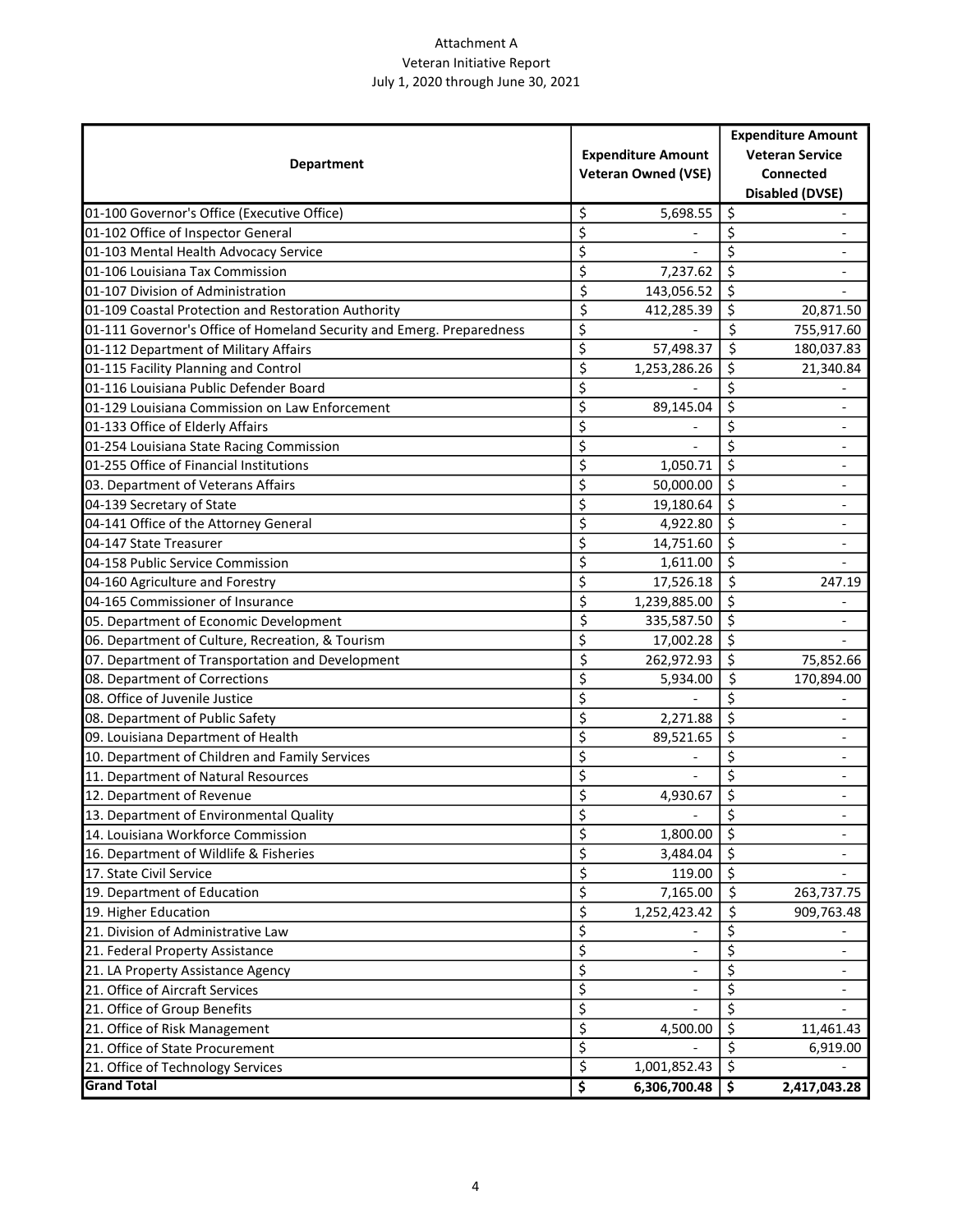Attachment A
Veteran Initiative Report
July 1, 2020 through June 30, 2021

| Department | Expenditure Amount Veteran Owned (VSE) | Expenditure Amount Veteran Service Connected Disabled (DVSE) |
|---|---|---|
| 01-100 Governor's Office (Executive Office) | $ 5,698.55 | $ - |
| 01-102 Office of Inspector General | $ - | $ - |
| 01-103 Mental Health Advocacy Service | $ - | $ - |
| 01-106 Louisiana Tax Commission | $ 7,237.62 | $ - |
| 01-107 Division of Administration | $ 143,056.52 | $ - |
| 01-109 Coastal Protection and Restoration Authority | $ 412,285.39 | $ 20,871.50 |
| 01-111 Governor's Office of Homeland Security and Emerg. Preparedness | $ - | $ 755,917.60 |
| 01-112 Department of Military Affairs | $ 57,498.37 | $ 180,037.83 |
| 01-115 Facility Planning and Control | $ 1,253,286.26 | $ 21,340.84 |
| 01-116 Louisiana Public Defender Board | $ - | $ - |
| 01-129 Louisiana Commission on Law Enforcement | $ 89,145.04 | $ - |
| 01-133 Office of Elderly Affairs | $ - | $ - |
| 01-254 Louisiana State Racing Commission | $ - | $ - |
| 01-255 Office of Financial Institutions | $ 1,050.71 | $ - |
| 03. Department of Veterans Affairs | $ 50,000.00 | $ - |
| 04-139 Secretary of State | $ 19,180.64 | $ - |
| 04-141 Office of the Attorney General | $ 4,922.80 | $ - |
| 04-147 State Treasurer | $ 14,751.60 | $ - |
| 04-158 Public Service Commission | $ 1,611.00 | $ - |
| 04-160 Agriculture and Forestry | $ 17,526.18 | $ 247.19 |
| 04-165 Commissioner of Insurance | $ 1,239,885.00 | $ - |
| 05. Department of Economic Development | $ 335,587.50 | $ - |
| 06. Department of Culture, Recreation, & Tourism | $ 17,002.28 | $ - |
| 07. Department of Transportation and Development | $ 262,972.93 | $ 75,852.66 |
| 08. Department of Corrections | $ 5,934.00 | $ 170,894.00 |
| 08. Office of Juvenile Justice | $ - | $ - |
| 08. Department of Public Safety | $ 2,271.88 | $ - |
| 09. Louisiana Department of Health | $ 89,521.65 | $ - |
| 10. Department of Children and Family Services | $ - | $ - |
| 11. Department of Natural Resources | $ - | $ - |
| 12. Department of Revenue | $ 4,930.67 | $ - |
| 13. Department of Environmental Quality | $ - | $ - |
| 14. Louisiana Workforce Commission | $ 1,800.00 | $ - |
| 16. Department of Wildlife & Fisheries | $ 3,484.04 | $ - |
| 17. State Civil Service | $ 119.00 | $ - |
| 19. Department of Education | $ 7,165.00 | $ 263,737.75 |
| 19. Higher Education | $ 1,252,423.42 | $ 909,763.48 |
| 21. Division of Administrative Law | $ - | $ - |
| 21. Federal Property Assistance | $ - | $ - |
| 21. LA Property Assistance Agency | $ - | $ - |
| 21. Office of Aircraft Services | $ - | $ - |
| 21. Office of Group Benefits | $ - | $ - |
| 21. Office of Risk Management | $ 4,500.00 | $ 11,461.43 |
| 21. Office of State Procurement | $ - | $ 6,919.00 |
| 21. Office of Technology Services | $ 1,001,852.43 | $ - |
| **Grand Total** | **$ 6,306,700.48** | **$ 2,417,043.28** |